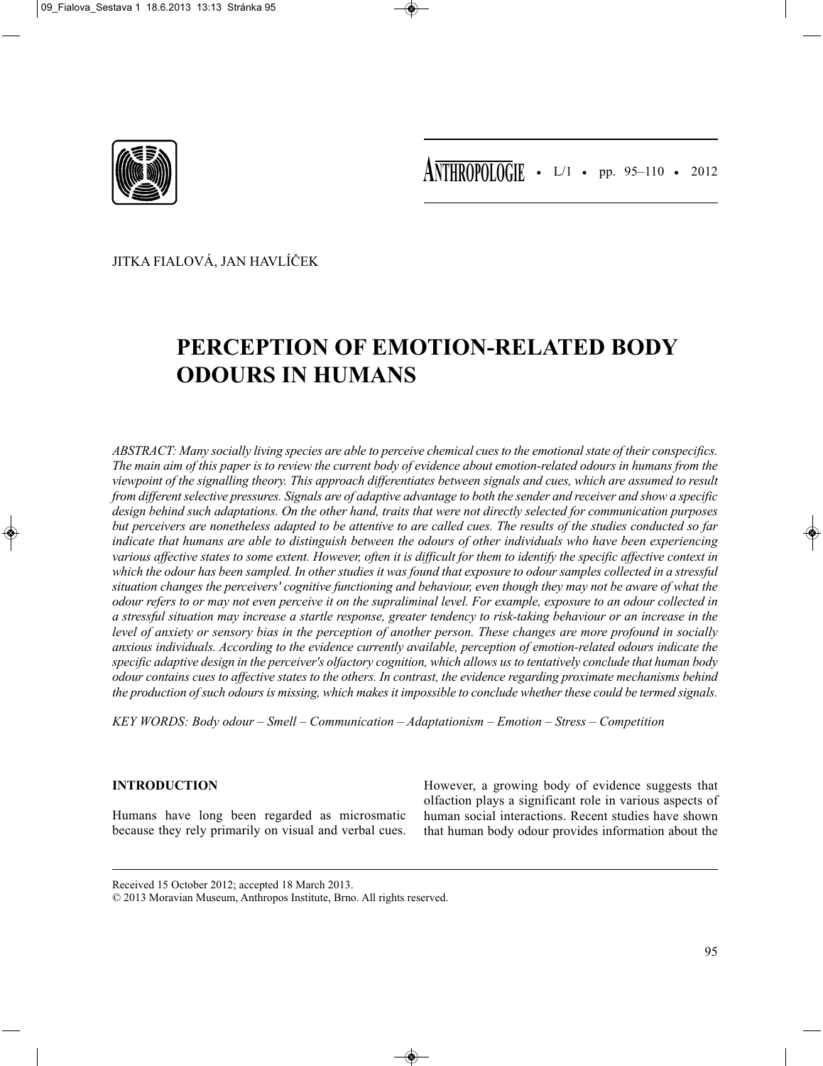JITKA FIALOVÁ, JAN HAVLÍČEK

# PERCEPTION OF EMOTION-RELATED BODY ODOURS IN HUMANS

*ABSTRACT: Many socially living species are able to perceive chemical cues to the emotional state of their conspecifics. The main aim of this paper is to review the current body of evidence about emotion-related odours in humans from the viewpoint of the signalling theory. This approach differentiates between signals and cues, which are assumed to result from different selective pressures. Signals are of adaptive advantage to both the sender and receiver and show a specific design behind such adaptations. On the other hand, traits that were not directly selected for communication purposes but perceivers are nonetheless adapted to be attentive to are called cues. The results of the studies conducted so far indicate that humans are able to distinguish between the odours of other individuals who have been experiencing various affective states to some extent. However, often it is difficult for them to identify the specific affective context in which the odour has been sampled. In other studies it was found that exposure to odour samples collected in a stressful situation changes the perceivers' cognitive functioning and behaviour, even though they may not be aware of what the odour refers to or may not even perceive it on the supraliminal level. For example, exposure to an odour collected in a stressful situation may increase a startle response, greater tendency to risk-taking behaviour or an increase in the level of anxiety or sensory bias in the perception of another person. These changes are more profound in socially anxious individuals. According to the evidence currently available, perception of emotion-related odours indicate the specific adaptive design in the perceiver's olfactory cognition, which allows us to tentatively conclude that human body odour contains cues to affective states to the others. In contrast, the evidence regarding proximate mechanisms behind the production of such odours is missing, which makes it impossible to conclude whether these could be termed signals.*

*KEY WORDS: Body odour – Smell – Communication – Adaptationism – Emotion – Stress – Competition*

## INTRODUCTION

Humans have long been regarded as microsmatic because they rely primarily on visual and verbal cues. However, a growing body of evidence suggests that olfaction plays a significant role in various aspects of human social interactions. Recent studies have shown that human body odour provides information about the

Received 15 October 2012; accepted 18 March 2013.

© 2013 Moravian Museum, Anthropos Institute, Brno. All rights reserved.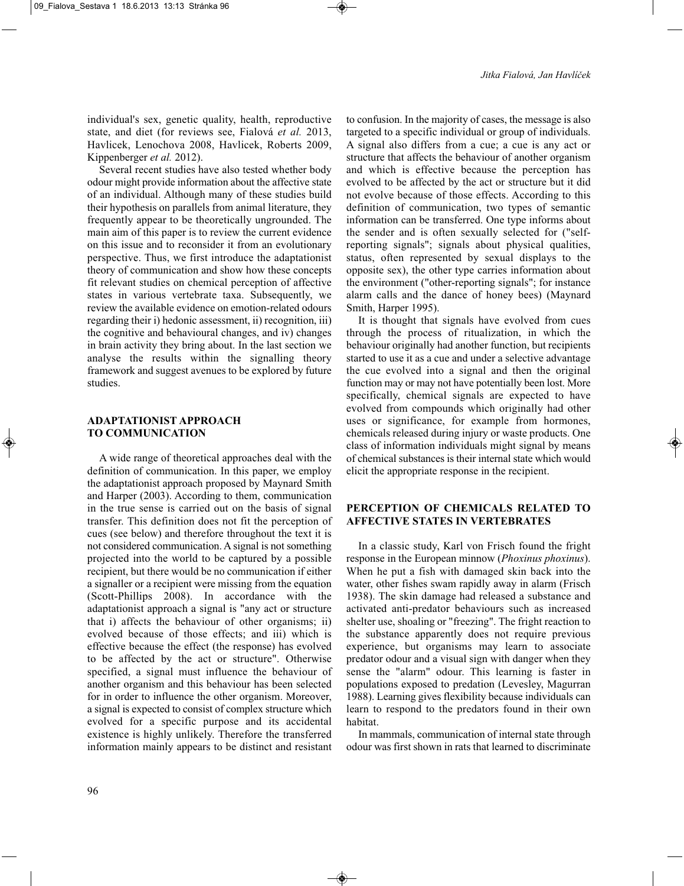individual's sex, genetic quality, health, reproductive state, and diet (for reviews see, Fialová *et al.* 2013, Havlicek, Lenochova 2008, Havlicek, Roberts 2009, Kippenberger *et al.* 2012).

Several recent studies have also tested whether body odour might provide information about the affective state of an individual. Although many of these studies build their hypothesis on parallels from animal literature, they frequently appear to be theoretically ungrounded. The main aim of this paper is to review the current evidence on this issue and to reconsider it from an evolutionary perspective. Thus, we first introduce the adaptationist theory of communication and show how these concepts fit relevant studies on chemical perception of affective states in various vertebrate taxa. Subsequently, we review the available evidence on emotion-related odours regarding their i) hedonic assessment, ii) recognition, iii) the cognitive and behavioural changes, and iv) changes in brain activity they bring about. In the last section we analyse the results within the signalling theory framework and suggest avenues to be explored by future studies.

## ADAPTATIONIST APPROACH TO COMMUNICATION

A wide range of theoretical approaches deal with the definition of communication. In this paper, we employ the adaptationist approach proposed by Maynard Smith and Harper (2003). According to them, communication in the true sense is carried out on the basis of signal transfer. This definition does not fit the perception of cues (see below) and therefore throughout the text it is not considered communication. A signal is not something projected into the world to be captured by a possible recipient, but there would be no communication if either a signaller or a recipient were missing from the equation (Scott-Phillips 2008). In accordance with the adaptationist approach a signal is "any act or structure that i) affects the behaviour of other organisms; ii) evolved because of those effects; and iii) which is effective because the effect (the response) has evolved to be affected by the act or structure". Otherwise specified, a signal must influence the behaviour of another organism and this behaviour has been selected for in order to influence the other organism. Moreover, a signal is expected to consist of complex structure which evolved for a specific purpose and its accidental existence is highly unlikely. Therefore the transferred information mainly appears to be distinct and resistant to confusion. In the majority of cases, the message is also targeted to a specific individual or group of individuals. A signal also differs from a cue; a cue is any act or structure that affects the behaviour of another organism and which is effective because the perception has evolved to be affected by the act or structure but it did not evolve because of those effects. According to this definition of communication, two types of semantic information can be transferred. One type informs about the sender and is often sexually selected for ("self-reporting signals"; signals about physical qualities, status, often represented by sexual displays to the opposite sex), the other type carries information about the environment ("other-reporting signals"; for instance alarm calls and the dance of honey bees) (Maynard Smith, Harper 1995).

It is thought that signals have evolved from cues through the process of ritualization, in which the behaviour originally had another function, but recipients started to use it as a cue and under a selective advantage the cue evolved into a signal and then the original function may or may not have potentially been lost. More specifically, chemical signals are expected to have evolved from compounds which originally had other uses or significance, for example from hormones, chemicals released during injury or waste products. One class of information individuals might signal by means of chemical substances is their internal state which would elicit the appropriate response in the recipient.

## PERCEPTION OF CHEMICALS RELATED TO AFFECTIVE STATES IN VERTEBRATES

In a classic study, Karl von Frisch found the fright response in the European minnow (*Phoxinus phoxinus*). When he put a fish with damaged skin back into the water, other fishes swam rapidly away in alarm (Frisch 1938). The skin damage had released a substance and activated anti-predator behaviours such as increased shelter use, shoaling or "freezing". The fright reaction to the substance apparently does not require previous experience, but organisms may learn to associate predator odour and a visual sign with danger when they sense the "alarm" odour. This learning is faster in populations exposed to predation (Levesley, Magurran 1988). Learning gives flexibility because individuals can learn to respond to the predators found in their own habitat.

In mammals, communication of internal state through odour was first shown in rats that learned to discriminate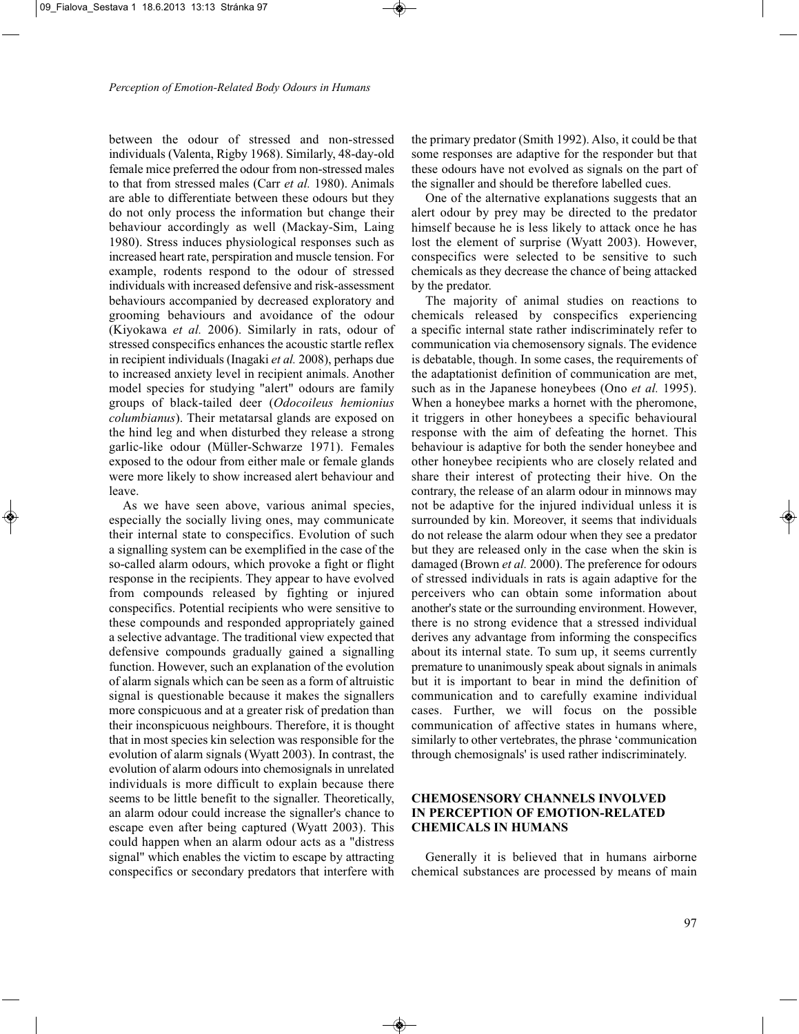between the odour of stressed and non-stressed individuals (Valenta, Rigby 1968). Similarly, 48-day-old female mice preferred the odour from non-stressed males to that from stressed males (Carr *et al.* 1980). Animals are able to differentiate between these odours but they do not only process the information but change their behaviour accordingly as well (Mackay-Sim, Laing 1980). Stress induces physiological responses such as increased heart rate, perspiration and muscle tension. For example, rodents respond to the odour of stressed individuals with increased defensive and risk-assessment behaviours accompanied by decreased exploratory and grooming behaviours and avoidance of the odour (Kiyokawa *et al.* 2006). Similarly in rats, odour of stressed conspecifics enhances the acoustic startle reflex in recipient individuals (Inagaki *et al.* 2008), perhaps due to increased anxiety level in recipient animals. Another model species for studying "alert" odours are family groups of black-tailed deer (*Odocoileus hemionius columbianus*). Their metatarsal glands are exposed on the hind leg and when disturbed they release a strong garlic-like odour (Müller-Schwarze 1971). Females exposed to the odour from either male or female glands were more likely to show increased alert behaviour and leave.

As we have seen above, various animal species, especially the socially living ones, may communicate their internal state to conspecifics. Evolution of such a signalling system can be exemplified in the case of the so-called alarm odours, which provoke a fight or flight response in the recipients. They appear to have evolved from compounds released by fighting or injured conspecifics. Potential recipients who were sensitive to these compounds and responded appropriately gained a selective advantage. The traditional view expected that defensive compounds gradually gained a signalling function. However, such an explanation of the evolution of alarm signals which can be seen as a form of altruistic signal is questionable because it makes the signallers more conspicuous and at a greater risk of predation than their inconspicuous neighbours. Therefore, it is thought that in most species kin selection was responsible for the evolution of alarm signals (Wyatt 2003). In contrast, the evolution of alarm odours into chemosignals in unrelated individuals is more difficult to explain because there seems to be little benefit to the signaller. Theoretically, an alarm odour could increase the signaller's chance to escape even after being captured (Wyatt 2003). This could happen when an alarm odour acts as a "distress signal" which enables the victim to escape by attracting conspecifics or secondary predators that interfere with the primary predator (Smith 1992). Also, it could be that some responses are adaptive for the responder but that these odours have not evolved as signals on the part of the signaller and should be therefore labelled cues.

One of the alternative explanations suggests that an alert odour by prey may be directed to the predator himself because he is less likely to attack once he has lost the element of surprise (Wyatt 2003). However, conspecifics were selected to be sensitive to such chemicals as they decrease the chance of being attacked by the predator.

The majority of animal studies on reactions to chemicals released by conspecifics experiencing a specific internal state rather indiscriminately refer to communication via chemosensory signals. The evidence is debatable, though. In some cases, the requirements of the adaptationist definition of communication are met, such as in the Japanese honeybees (Ono *et al.* 1995). When a honeybee marks a hornet with the pheromone, it triggers in other honeybees a specific behavioural response with the aim of defeating the hornet. This behaviour is adaptive for both the sender honeybee and other honeybee recipients who are closely related and share their interest of protecting their hive. On the contrary, the release of an alarm odour in minnows may not be adaptive for the injured individual unless it is surrounded by kin. Moreover, it seems that individuals do not release the alarm odour when they see a predator but they are released only in the case when the skin is damaged (Brown *et al.* 2000). The preference for odours of stressed individuals in rats is again adaptive for the perceivers who can obtain some information about another's state or the surrounding environment. However, there is no strong evidence that a stressed individual derives any advantage from informing the conspecifics about its internal state. To sum up, it seems currently premature to unanimously speak about signals in animals but it is important to bear in mind the definition of communication and to carefully examine individual cases. Further, we will focus on the possible communication of affective states in humans where, similarly to other vertebrates, the phrase 'communication through chemosignals' is used rather indiscriminately.

## CHEMOSENSORY CHANNELS INVOLVED IN PERCEPTION OF EMOTION-RELATED CHEMICALS IN HUMANS

Generally it is believed that in humans airborne chemical substances are processed by means of main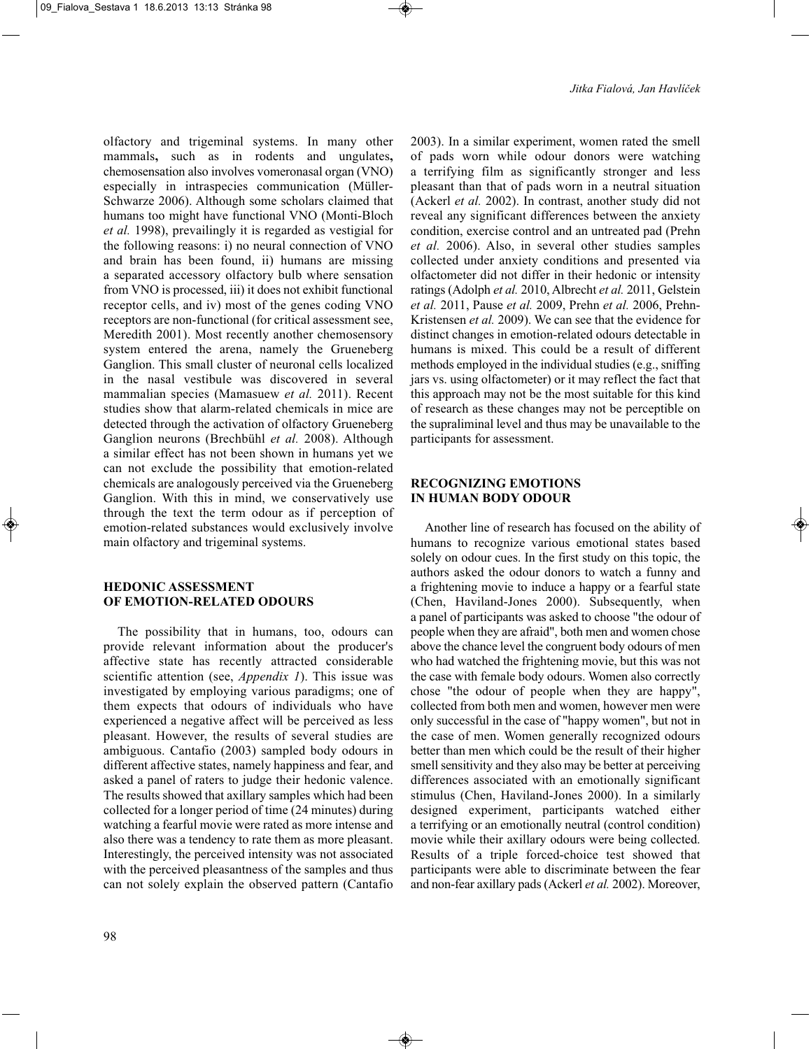olfactory and trigeminal systems. In many other mammals**,** such as in rodents and ungulates**,** chemosensation also involves vomeronasal organ (VNO) especially in intraspecies communication (Müller-Schwarze 2006). Although some scholars claimed that humans too might have functional VNO (Monti-Bloch *et al.* 1998), prevailingly it is regarded as vestigial for the following reasons: i) no neural connection of VNO and brain has been found, ii) humans are missing a separated accessory olfactory bulb where sensation from VNO is processed, iii) it does not exhibit functional receptor cells, and iv) most of the genes coding VNO receptors are non-functional (for critical assessment see, Meredith 2001). Most recently another chemosensory system entered the arena, namely the Grueneberg Ganglion. This small cluster of neuronal cells localized in the nasal vestibule was discovered in several mammalian species (Mamasuew *et al.* 2011). Recent studies show that alarm-related chemicals in mice are detected through the activation of olfactory Grueneberg Ganglion neurons (Brechbühl *et al.* 2008). Although a similar effect has not been shown in humans yet we can not exclude the possibility that emotion-related chemicals are analogously perceived via the Grueneberg Ganglion. With this in mind, we conservatively use through the text the term odour as if perception of emotion-related substances would exclusively involve main olfactory and trigeminal systems.

## HEDONIC ASSESSMENT OF EMOTION-RELATED ODOURS

The possibility that in humans, too, odours can provide relevant information about the producer's affective state has recently attracted considerable scientific attention (see, *Appendix 1*). This issue was investigated by employing various paradigms; one of them expects that odours of individuals who have experienced a negative affect will be perceived as less pleasant. However, the results of several studies are ambiguous. Cantafio (2003) sampled body odours in different affective states, namely happiness and fear, and asked a panel of raters to judge their hedonic valence. The results showed that axillary samples which had been collected for a longer period of time (24 minutes) during watching a fearful movie were rated as more intense and also there was a tendency to rate them as more pleasant. Interestingly, the perceived intensity was not associated with the perceived pleasantness of the samples and thus can not solely explain the observed pattern (Cantafio 2003). In a similar experiment, women rated the smell of pads worn while odour donors were watching a terrifying film as significantly stronger and less pleasant than that of pads worn in a neutral situation (Ackerl *et al.* 2002). In contrast, another study did not reveal any significant differences between the anxiety condition, exercise control and an untreated pad (Prehn *et al.* 2006). Also, in several other studies samples collected under anxiety conditions and presented via olfactometer did not differ in their hedonic or intensity ratings (Adolph *et al.* 2010, Albrecht *et al.* 2011, Gelstein *et al.* 2011, Pause *et al.* 2009, Prehn *et al.* 2006, Prehn-Kristensen *et al.* 2009). We can see that the evidence for distinct changes in emotion-related odours detectable in humans is mixed. This could be a result of different methods employed in the individual studies (e.g., sniffing jars vs. using olfactometer) or it may reflect the fact that this approach may not be the most suitable for this kind of research as these changes may not be perceptible on the supraliminal level and thus may be unavailable to the participants for assessment.

## RECOGNIZING EMOTIONS IN HUMAN BODY ODOUR

Another line of research has focused on the ability of humans to recognize various emotional states based solely on odour cues. In the first study on this topic, the authors asked the odour donors to watch a funny and a frightening movie to induce a happy or a fearful state (Chen, Haviland-Jones 2000). Subsequently, when a panel of participants was asked to choose "the odour of people when they are afraid", both men and women chose above the chance level the congruent body odours of men who had watched the frightening movie, but this was not the case with female body odours. Women also correctly chose "the odour of people when they are happy", collected from both men and women, however men were only successful in the case of "happy women", but not in the case of men. Women generally recognized odours better than men which could be the result of their higher smell sensitivity and they also may be better at perceiving differences associated with an emotionally significant stimulus (Chen, Haviland-Jones 2000). In a similarly designed experiment, participants watched either a terrifying or an emotionally neutral (control condition) movie while their axillary odours were being collected. Results of a triple forced-choice test showed that participants were able to discriminate between the fear and non-fear axillary pads (Ackerl *et al.* 2002). Moreover,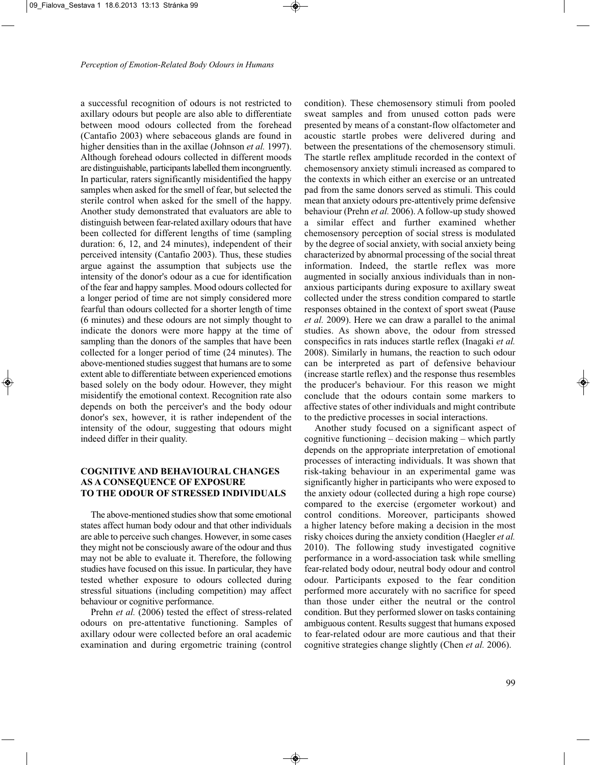a successful recognition of odours is not restricted to axillary odours but people are also able to differentiate between mood odours collected from the forehead (Cantafio 2003) where sebaceous glands are found in higher densities than in the axillae (Johnson *et al.* 1997). Although forehead odours collected in different moods are distinguishable, participants labelled them incongruently. In particular, raters significantly misidentified the happy samples when asked for the smell of fear, but selected the sterile control when asked for the smell of the happy. Another study demonstrated that evaluators are able to distinguish between fear-related axillary odours that have been collected for different lengths of time (sampling duration: 6, 12, and 24 minutes), independent of their perceived intensity (Cantafio 2003). Thus, these studies argue against the assumption that subjects use the intensity of the donor's odour as a cue for identification of the fear and happy samples. Mood odours collected for a longer period of time are not simply considered more fearful than odours collected for a shorter length of time (6 minutes) and these odours are not simply thought to indicate the donors were more happy at the time of sampling than the donors of the samples that have been collected for a longer period of time (24 minutes). The above-mentioned studies suggest that humans are to some extent able to differentiate between experienced emotions based solely on the body odour. However, they might misidentify the emotional context. Recognition rate also depends on both the perceiver's and the body odour donor's sex, however, it is rather independent of the intensity of the odour, suggesting that odours might indeed differ in their quality.

## COGNITIVE AND BEHAVIOURAL CHANGES AS A CONSEQUENCE OF EXPOSURE TO THE ODOUR OF STRESSED INDIVIDUALS

The above-mentioned studies show that some emotional states affect human body odour and that other individuals are able to perceive such changes. However, in some cases they might not be consciously aware of the odour and thus may not be able to evaluate it. Therefore, the following studies have focused on this issue. In particular, they have tested whether exposure to odours collected during stressful situations (including competition) may affect behaviour or cognitive performance.

Prehn *et al.* (2006) tested the effect of stress-related odours on pre-attentative functioning. Samples of axillary odour were collected before an oral academic examination and during ergometric training (control condition). These chemosensory stimuli from pooled sweat samples and from unused cotton pads were presented by means of a constant-flow olfactometer and acoustic startle probes were delivered during and between the presentations of the chemosensory stimuli. The startle reflex amplitude recorded in the context of chemosensory anxiety stimuli increased as compared to the contexts in which either an exercise or an untreated pad from the same donors served as stimuli. This could mean that anxiety odours pre-attentively prime defensive behaviour (Prehn *et al.* 2006). A follow-up study showed a similar effect and further examined whether chemosensory perception of social stress is modulated by the degree of social anxiety, with social anxiety being characterized by abnormal processing of the social threat information. Indeed, the startle reflex was more augmented in socially anxious individuals than in non-anxious participants during exposure to axillary sweat collected under the stress condition compared to startle responses obtained in the context of sport sweat (Pause *et al.* 2009). Here we can draw a parallel to the animal studies. As shown above, the odour from stressed conspecifics in rats induces startle reflex (Inagaki *et al.* 2008). Similarly in humans, the reaction to such odour can be interpreted as part of defensive behaviour (increase startle reflex) and the response thus resembles the producer's behaviour. For this reason we might conclude that the odours contain some markers to affective states of other individuals and might contribute to the predictive processes in social interactions.

Another study focused on a significant aspect of cognitive functioning – decision making – which partly depends on the appropriate interpretation of emotional processes of interacting individuals. It was shown that risk-taking behaviour in an experimental game was significantly higher in participants who were exposed to the anxiety odour (collected during a high rope course) compared to the exercise (ergometer workout) and control conditions. Moreover, participants showed a higher latency before making a decision in the most risky choices during the anxiety condition (Haegler *et al.* 2010). The following study investigated cognitive performance in a word-association task while smelling fear-related body odour, neutral body odour and control odour. Participants exposed to the fear condition performed more accurately with no sacrifice for speed than those under either the neutral or the control condition. But they performed slower on tasks containing ambiguous content. Results suggest that humans exposed to fear-related odour are more cautious and that their cognitive strategies change slightly (Chen *et al.* 2006).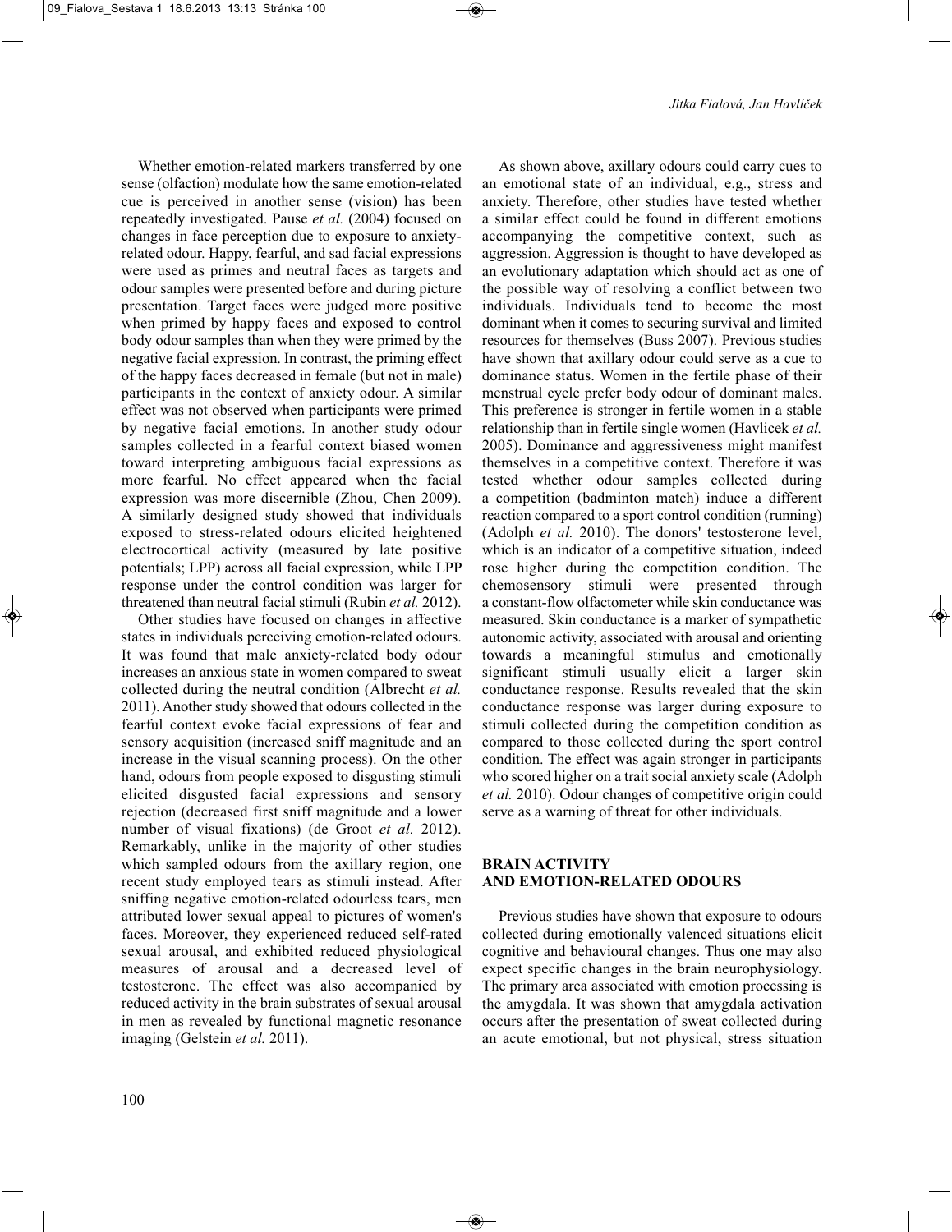Whether emotion-related markers transferred by one sense (olfaction) modulate how the same emotion-related cue is perceived in another sense (vision) has been repeatedly investigated. Pause *et al.* (2004) focused on changes in face perception due to exposure to anxiety-related odour. Happy, fearful, and sad facial expressions were used as primes and neutral faces as targets and odour samples were presented before and during picture presentation. Target faces were judged more positive when primed by happy faces and exposed to control body odour samples than when they were primed by the negative facial expression. In contrast, the priming effect of the happy faces decreased in female (but not in male) participants in the context of anxiety odour. A similar effect was not observed when participants were primed by negative facial emotions. In another study odour samples collected in a fearful context biased women toward interpreting ambiguous facial expressions as more fearful. No effect appeared when the facial expression was more discernible (Zhou, Chen 2009). A similarly designed study showed that individuals exposed to stress-related odours elicited heightened electrocortical activity (measured by late positive potentials; LPP) across all facial expression, while LPP response under the control condition was larger for threatened than neutral facial stimuli (Rubin *et al.* 2012).

Other studies have focused on changes in affective states in individuals perceiving emotion-related odours. It was found that male anxiety-related body odour increases an anxious state in women compared to sweat collected during the neutral condition (Albrecht *et al.* 2011). Another study showed that odours collected in the fearful context evoke facial expressions of fear and sensory acquisition (increased sniff magnitude and an increase in the visual scanning process). On the other hand, odours from people exposed to disgusting stimuli elicited disgusted facial expressions and sensory rejection (decreased first sniff magnitude and a lower number of visual fixations) (de Groot *et al.* 2012). Remarkably, unlike in the majority of other studies which sampled odours from the axillary region, one recent study employed tears as stimuli instead. After sniffing negative emotion-related odourless tears, men attributed lower sexual appeal to pictures of women's faces. Moreover, they experienced reduced self-rated sexual arousal, and exhibited reduced physiological measures of arousal and a decreased level of testosterone. The effect was also accompanied by reduced activity in the brain substrates of sexual arousal in men as revealed by functional magnetic resonance imaging (Gelstein *et al.* 2011).

As shown above, axillary odours could carry cues to an emotional state of an individual, e.g., stress and anxiety. Therefore, other studies have tested whether a similar effect could be found in different emotions accompanying the competitive context, such as aggression. Aggression is thought to have developed as an evolutionary adaptation which should act as one of the possible way of resolving a conflict between two individuals. Individuals tend to become the most dominant when it comes to securing survival and limited resources for themselves (Buss 2007). Previous studies have shown that axillary odour could serve as a cue to dominance status. Women in the fertile phase of their menstrual cycle prefer body odour of dominant males. This preference is stronger in fertile women in a stable relationship than in fertile single women (Havlicek *et al.* 2005). Dominance and aggressiveness might manifest themselves in a competitive context. Therefore it was tested whether odour samples collected during a competition (badminton match) induce a different reaction compared to a sport control condition (running) (Adolph *et al.* 2010). The donors' testosterone level, which is an indicator of a competitive situation, indeed rose higher during the competition condition. The chemosensory stimuli were presented through a constant-flow olfactometer while skin conductance was measured. Skin conductance is a marker of sympathetic autonomic activity, associated with arousal and orienting towards a meaningful stimulus and emotionally significant stimuli usually elicit a larger skin conductance response. Results revealed that the skin conductance response was larger during exposure to stimuli collected during the competition condition as compared to those collected during the sport control condition. The effect was again stronger in participants who scored higher on a trait social anxiety scale (Adolph *et al.* 2010). Odour changes of competitive origin could serve as a warning of threat for other individuals.

## BRAIN ACTIVITY AND EMOTION-RELATED ODOURS

Previous studies have shown that exposure to odours collected during emotionally valenced situations elicit cognitive and behavioural changes. Thus one may also expect specific changes in the brain neurophysiology. The primary area associated with emotion processing is the amygdala. It was shown that amygdala activation occurs after the presentation of sweat collected during an acute emotional, but not physical, stress situation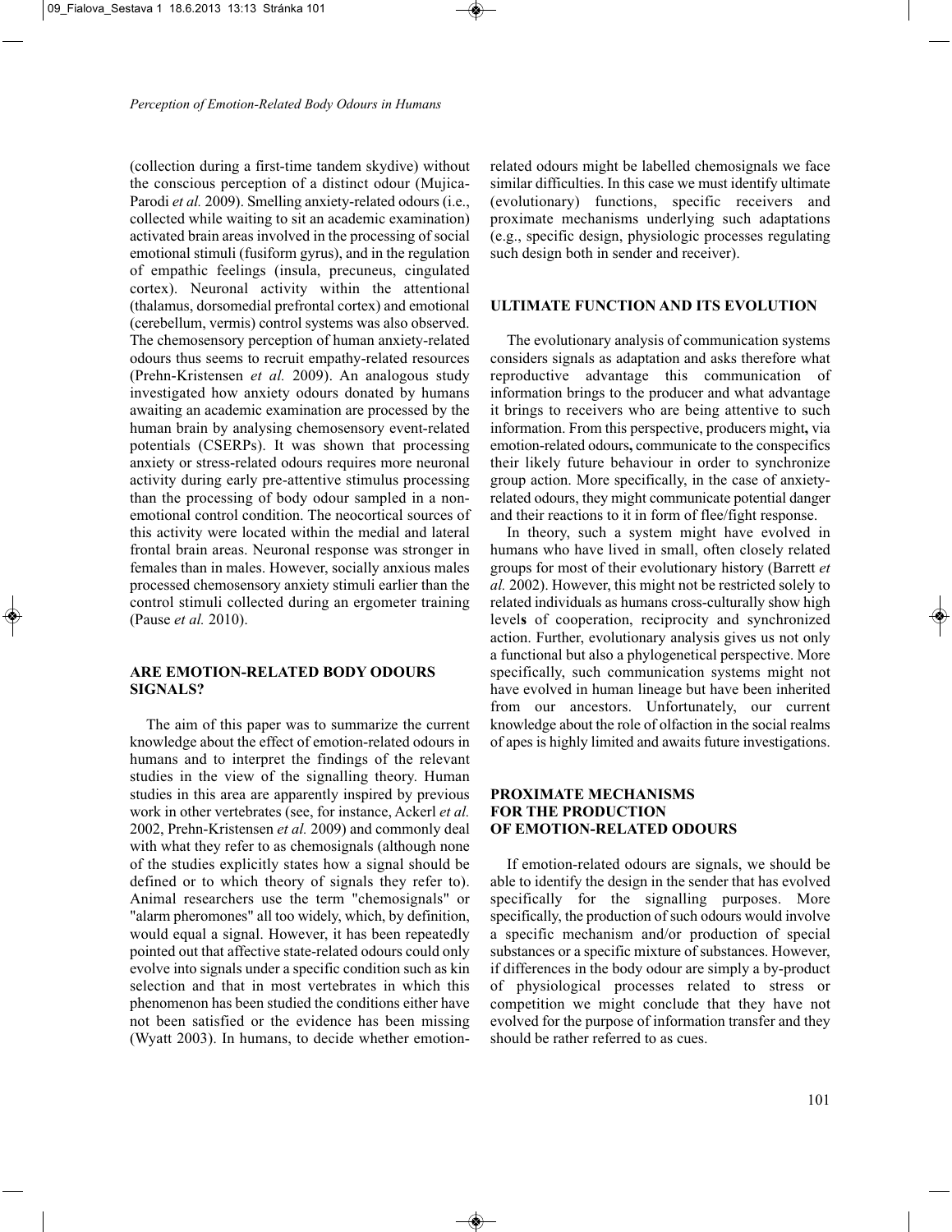(collection during a first-time tandem skydive) without the conscious perception of a distinct odour (Mujica-Parodi *et al.* 2009). Smelling anxiety-related odours (i.e., collected while waiting to sit an academic examination) activated brain areas involved in the processing of social emotional stimuli (fusiform gyrus), and in the regulation of empathic feelings (insula, precuneus, cingulated cortex). Neuronal activity within the attentional (thalamus, dorsomedial prefrontal cortex) and emotional (cerebellum, vermis) control systems was also observed. The chemosensory perception of human anxiety-related odours thus seems to recruit empathy-related resources (Prehn-Kristensen *et al.* 2009). An analogous study investigated how anxiety odours donated by humans awaiting an academic examination are processed by the human brain by analysing chemosensory event-related potentials (CSERPs). It was shown that processing anxiety or stress-related odours requires more neuronal activity during early pre-attentive stimulus processing than the processing of body odour sampled in a non-emotional control condition. The neocortical sources of this activity were located within the medial and lateral frontal brain areas. Neuronal response was stronger in females than in males. However, socially anxious males processed chemosensory anxiety stimuli earlier than the control stimuli collected during an ergometer training (Pause *et al.* 2010).

## ARE EMOTION-RELATED BODY ODOURS SIGNALS?

The aim of this paper was to summarize the current knowledge about the effect of emotion-related odours in humans and to interpret the findings of the relevant studies in the view of the signalling theory. Human studies in this area are apparently inspired by previous work in other vertebrates (see, for instance, Ackerl *et al.* 2002, Prehn-Kristensen *et al.* 2009) and commonly deal with what they refer to as chemosignals (although none of the studies explicitly states how a signal should be defined or to which theory of signals they refer to). Animal researchers use the term "chemosignals" or "alarm pheromones" all too widely, which, by definition, would equal a signal. However, it has been repeatedly pointed out that affective state-related odours could only evolve into signals under a specific condition such as kin selection and that in most vertebrates in which this phenomenon has been studied the conditions either have not been satisfied or the evidence has been missing (Wyatt 2003). In humans, to decide whether emotion-related odours might be labelled chemosignals we face similar difficulties. In this case we must identify ultimate (evolutionary) functions, specific receivers and proximate mechanisms underlying such adaptations (e.g., specific design, physiologic processes regulating such design both in sender and receiver).

## ULTIMATE FUNCTION AND ITS EVOLUTION

The evolutionary analysis of communication systems considers signals as adaptation and asks therefore what reproductive advantage this communication of information brings to the producer and what advantage it brings to receivers who are being attentive to such information. From this perspective, producers might**,** via emotion-related odours**,** communicate to the conspecifics their likely future behaviour in order to synchronize group action. More specifically, in the case of anxiety-related odours, they might communicate potential danger and their reactions to it in form of flee/fight response.

In theory, such a system might have evolved in humans who have lived in small, often closely related groups for most of their evolutionary history (Barrett *et al.* 2002). However, this might not be restricted solely to related individuals as humans cross-culturally show high level**s** of cooperation, reciprocity and synchronized action. Further, evolutionary analysis gives us not only a functional but also a phylogenetical perspective. More specifically, such communication systems might not have evolved in human lineage but have been inherited from our ancestors. Unfortunately, our current knowledge about the role of olfaction in the social realms of apes is highly limited and awaits future investigations.

## PROXIMATE MECHANISMS FOR THE PRODUCTION OF EMOTION-RELATED ODOURS

If emotion-related odours are signals, we should be able to identify the design in the sender that has evolved specifically for the signalling purposes. More specifically, the production of such odours would involve a specific mechanism and/or production of special substances or a specific mixture of substances. However, if differences in the body odour are simply a by-product of physiological processes related to stress or competition we might conclude that they have not evolved for the purpose of information transfer and they should be rather referred to as cues.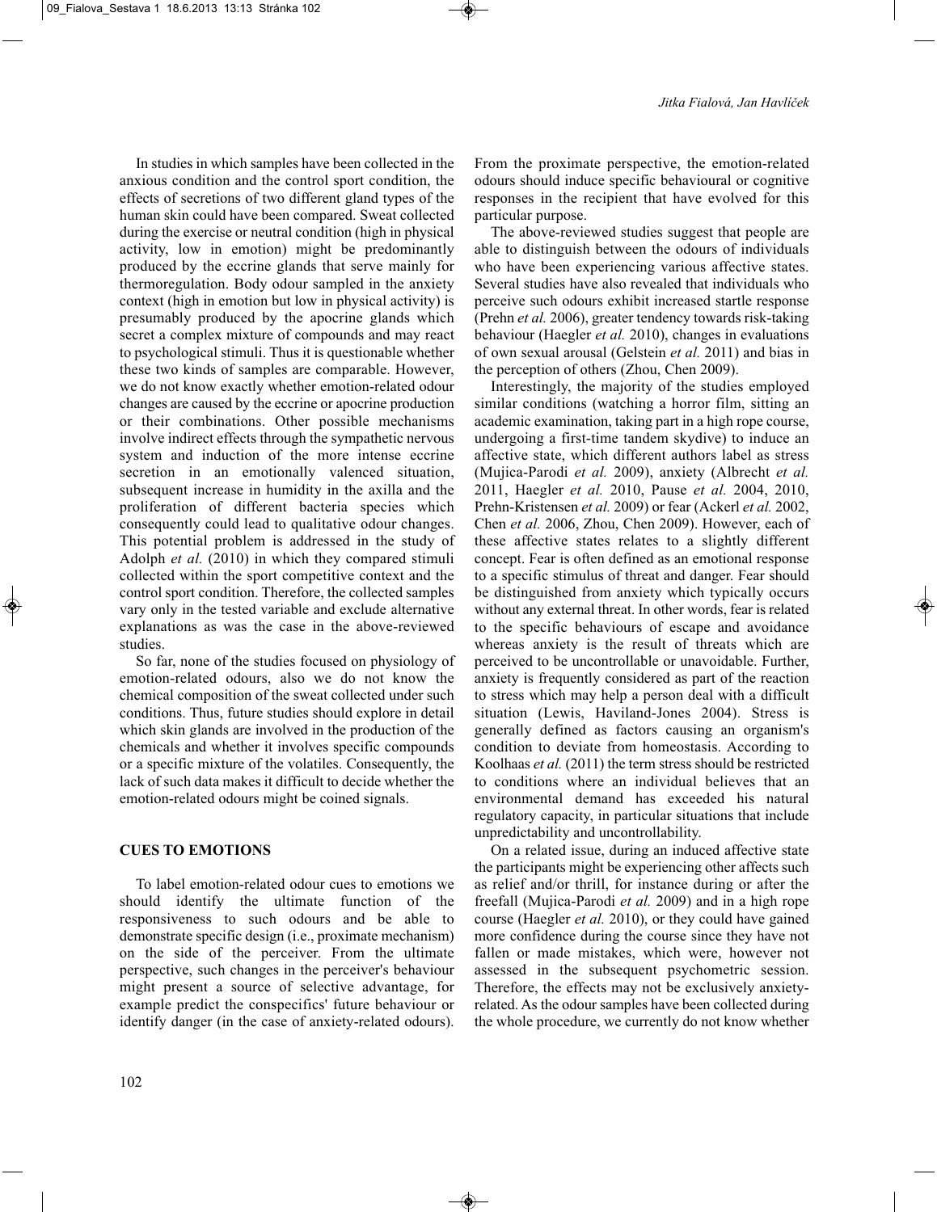In studies in which samples have been collected in the anxious condition and the control sport condition, the effects of secretions of two different gland types of the human skin could have been compared. Sweat collected during the exercise or neutral condition (high in physical activity, low in emotion) might be predominantly produced by the eccrine glands that serve mainly for thermoregulation. Body odour sampled in the anxiety context (high in emotion but low in physical activity) is presumably produced by the apocrine glands which secret a complex mixture of compounds and may react to psychological stimuli. Thus it is questionable whether these two kinds of samples are comparable. However, we do not know exactly whether emotion-related odour changes are caused by the eccrine or apocrine production or their combinations. Other possible mechanisms involve indirect effects through the sympathetic nervous system and induction of the more intense eccrine secretion in an emotionally valenced situation, subsequent increase in humidity in the axilla and the proliferation of different bacteria species which consequently could lead to qualitative odour changes. This potential problem is addressed in the study of Adolph *et al.* (2010) in which they compared stimuli collected within the sport competitive context and the control sport condition. Therefore, the collected samples vary only in the tested variable and exclude alternative explanations as was the case in the above-reviewed studies.

So far, none of the studies focused on physiology of emotion-related odours, also we do not know the chemical composition of the sweat collected under such conditions. Thus, future studies should explore in detail which skin glands are involved in the production of the chemicals and whether it involves specific compounds or a specific mixture of the volatiles. Consequently, the lack of such data makes it difficult to decide whether the emotion-related odours might be coined signals.

## CUES TO EMOTIONS

To label emotion-related odour cues to emotions we should identify the ultimate function of the responsiveness to such odours and be able to demonstrate specific design (i.e., proximate mechanism) on the side of the perceiver. From the ultimate perspective, such changes in the perceiver's behaviour might present a source of selective advantage, for example predict the conspecifics' future behaviour or identify danger (in the case of anxiety-related odours). From the proximate perspective, the emotion-related odours should induce specific behavioural or cognitive responses in the recipient that have evolved for this particular purpose.

The above-reviewed studies suggest that people are able to distinguish between the odours of individuals who have been experiencing various affective states. Several studies have also revealed that individuals who perceive such odours exhibit increased startle response (Prehn *et al.* 2006), greater tendency towards risk-taking behaviour (Haegler *et al.* 2010), changes in evaluations of own sexual arousal (Gelstein *et al.* 2011) and bias in the perception of others (Zhou, Chen 2009).

Interestingly, the majority of the studies employed similar conditions (watching a horror film, sitting an academic examination, taking part in a high rope course, undergoing a first-time tandem skydive) to induce an affective state, which different authors label as stress (Mujica-Parodi *et al.* 2009), anxiety (Albrecht *et al.* 2011, Haegler *et al.* 2010, Pause *et al.* 2004, 2010, Prehn-Kristensen *et al.* 2009) or fear (Ackerl *et al.* 2002, Chen *et al.* 2006, Zhou, Chen 2009). However, each of these affective states relates to a slightly different concept. Fear is often defined as an emotional response to a specific stimulus of threat and danger. Fear should be distinguished from anxiety which typically occurs without any external threat. In other words, fear is related to the specific behaviours of escape and avoidance whereas anxiety is the result of threats which are perceived to be uncontrollable or unavoidable. Further, anxiety is frequently considered as part of the reaction to stress which may help a person deal with a difficult situation (Lewis, Haviland-Jones 2004). Stress is generally defined as factors causing an organism's condition to deviate from homeostasis. According to Koolhaas *et al.* (2011) the term stress should be restricted to conditions where an individual believes that an environmental demand has exceeded his natural regulatory capacity, in particular situations that include unpredictability and uncontrollability.

On a related issue, during an induced affective state the participants might be experiencing other affects such as relief and/or thrill, for instance during or after the freefall (Mujica-Parodi *et al.* 2009) and in a high rope course (Haegler *et al.* 2010), or they could have gained more confidence during the course since they have not fallen or made mistakes, which were, however not assessed in the subsequent psychometric session. Therefore, the effects may not be exclusively anxiety-related. As the odour samples have been collected during the whole procedure, we currently do not know whether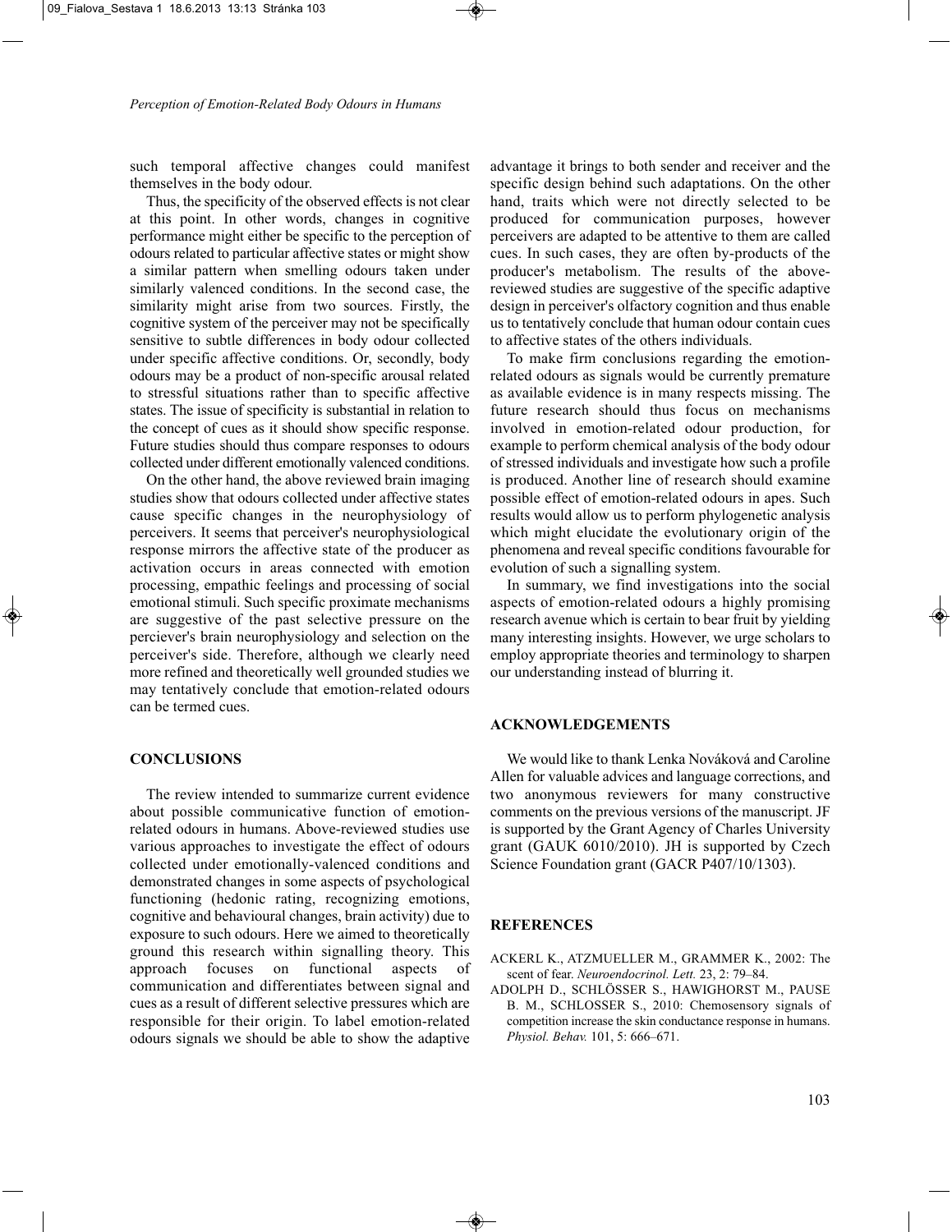such temporal affective changes could manifest themselves in the body odour.

Thus, the specificity of the observed effects is not clear at this point. In other words, changes in cognitive performance might either be specific to the perception of odours related to particular affective states or might show a similar pattern when smelling odours taken under similarly valenced conditions. In the second case, the similarity might arise from two sources. Firstly, the cognitive system of the perceiver may not be specifically sensitive to subtle differences in body odour collected under specific affective conditions. Or, secondly, body odours may be a product of non-specific arousal related to stressful situations rather than to specific affective states. The issue of specificity is substantial in relation to the concept of cues as it should show specific response. Future studies should thus compare responses to odours collected under different emotionally valenced conditions.

On the other hand, the above reviewed brain imaging studies show that odours collected under affective states cause specific changes in the neurophysiology of perceivers. It seems that perceiver's neurophysiological response mirrors the affective state of the producer as activation occurs in areas connected with emotion processing, empathic feelings and processing of social emotional stimuli. Such specific proximate mechanisms are suggestive of the past selective pressure on the perciever's brain neurophysiology and selection on the perceiver's side. Therefore, although we clearly need more refined and theoretically well grounded studies we may tentatively conclude that emotion-related odours can be termed cues.

## CONCLUSIONS

The review intended to summarize current evidence about possible communicative function of emotion-related odours in humans. Above-reviewed studies use various approaches to investigate the effect of odours collected under emotionally-valenced conditions and demonstrated changes in some aspects of psychological functioning (hedonic rating, recognizing emotions, cognitive and behavioural changes, brain activity) due to exposure to such odours. Here we aimed to theoretically ground this research within signalling theory. This approach focuses on functional aspects of communication and differentiates between signal and cues as a result of different selective pressures which are responsible for their origin. To label emotion-related odours signals we should be able to show the adaptive advantage it brings to both sender and receiver and the specific design behind such adaptations. On the other hand, traits which were not directly selected to be produced for communication purposes, however perceivers are adapted to be attentive to them are called cues. In such cases, they are often by-products of the producer's metabolism. The results of the above-reviewed studies are suggestive of the specific adaptive design in perceiver's olfactory cognition and thus enable us to tentatively conclude that human odour contain cues to affective states of the others individuals.

To make firm conclusions regarding the emotion-related odours as signals would be currently premature as available evidence is in many respects missing. The future research should thus focus on mechanisms involved in emotion-related odour production, for example to perform chemical analysis of the body odour of stressed individuals and investigate how such a profile is produced. Another line of research should examine possible effect of emotion-related odours in apes. Such results would allow us to perform phylogenetic analysis which might elucidate the evolutionary origin of the phenomena and reveal specific conditions favourable for evolution of such a signalling system.

In summary, we find investigations into the social aspects of emotion-related odours a highly promising research avenue which is certain to bear fruit by yielding many interesting insights. However, we urge scholars to employ appropriate theories and terminology to sharpen our understanding instead of blurring it.

## ACKNOWLEDGEMENTS

We would like to thank Lenka Nováková and Caroline Allen for valuable advices and language corrections, and two anonymous reviewers for many constructive comments on the previous versions of the manuscript. JF is supported by the Grant Agency of Charles University grant (GAUK 6010/2010). JH is supported by Czech Science Foundation grant (GACR P407/10/1303).

## REFERENCES

ACKERL K., ATZMUELLER M., GRAMMER K., 2002: The scent of fear. *Neuroendocrinol. Lett.* 23, 2: 79–84.

ADOLPH D., SCHLÖSSER S., HAWIGHORST M., PAUSE B. M., SCHLOSSER S., 2010: Chemosensory signals of competition increase the skin conductance response in humans. *Physiol. Behav.* 101, 5: 666–671.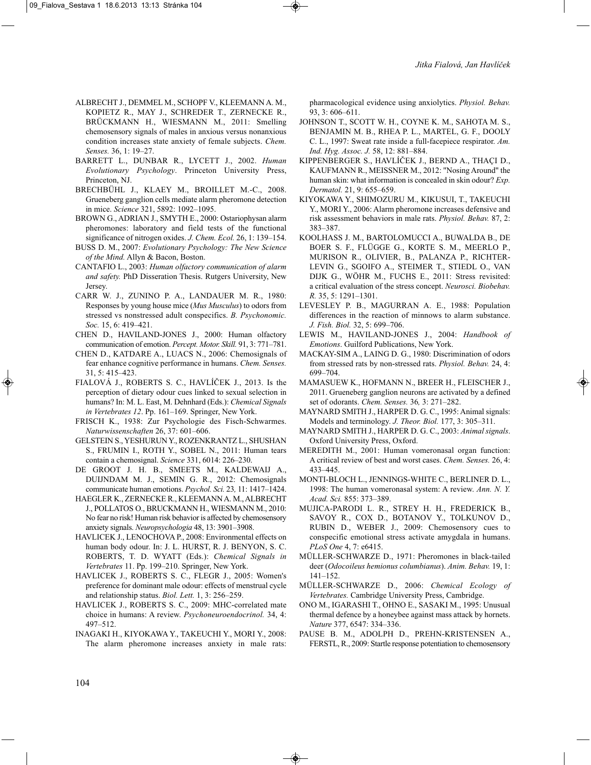ALBRECHT J., DEMMEL M., SCHOPF V., KLEEMANN A. M., KOPIETZ R., MAY J., SCHREDER T., ZERNECKE R., BRÜCKMANN H., WIESMANN M., 2011: Smelling chemosensory signals of males in anxious versus nonanxious condition increases state anxiety of female subjects. *Chem. Senses.* 36, 1: 19–27.

BARRETT L., DUNBAR R., LYCETT J., 2002. *Human Evolutionary Psychology*. Princeton University Press, Princeton, NJ.

BRECHBÜHL J., KLAEY M., BROILLET M.-C., 2008. Grueneberg ganglion cells mediate alarm pheromone detection in mice. *Science* 321, 5892: 1092–1095.

BROWN G., ADRIAN J., SMYTH E., 2000: Ostariophysan alarm pheromones: laboratory and field tests of the functional significance of nitrogen oxides. *J. Chem. Ecol.* 26, 1: 139–154.

BUSS D. M., 2007: *Evolutionary Psychology: The New Science of the Mind.* Allyn & Bacon, Boston.

CANTAFIO L., 2003: *Human olfactory communication of alarm and safety.* PhD Disseration Thesis. Rutgers University, New Jersey.

CARR W. J., ZUNINO P. A., LANDAUER M. R., 1980: Responses by young house mice (*Mus Musculus*) to odors from stressed vs nonstressed adult conspecifics. *B. Psychonomic. Soc.* 15, 6: 419–421.

CHEN D., HAVILAND-JONES J., 2000: Human olfactory communication of emotion. *Percept. Motor. Skill.* 91, 3: 771–781.

CHEN D., KATDARE A., LUACS N., 2006: Chemosignals of fear enhance cognitive performance in humans. *Chem. Senses.* 31, 5: 415–423.

FIALOVÁ J., ROBERTS S. C., HAVLÍČEK J., 2013. Is the perception of dietary odour cues linked to sexual selection in humans? In: M. L. East, M. Dehnhard (Eds.): *Chemical Signals in Vertebrates 12*. Pp. 161–169. Springer, New York.

FRISCH K., 1938: Zur Psychologie des Fisch-Schwarmes. *Naturwissenschaften* 26, 37: 601–606.

GELSTEIN S., YESHURUN Y., ROZENKRANTZ L., SHUSHAN S., FRUMIN I., ROTH Y., SOBEL N., 2011: Human tears contain a chemosignal. *Science* 331, 6014: 226–230.

DE GROOT J. H. B., SMEETS M., KALDEWAIJ A., DUIJNDAM M. J., SEMIN G. R., 2012: Chemosignals communicate human emotions. *Psychol. Sci.* 23*,* 11: 1417–1424.

HAEGLER K., ZERNECKE R., KLEEMANN A. M., ALBRECHT J., POLLATOS O., BRUCKMANN H., WIESMANN M., 2010: No fear no risk! Human risk behavior is affected by chemosensory anxiety signals. *Neuropsychologia* 48, 13: 3901–3908.

HAVLICEK J., LENOCHOVA P., 2008: Environmental effects on human body odour. In: J. L. HURST, R. J. BENYON, S. C. ROBERTS, T. D. WYATT (Eds.): *Chemical Signals in Vertebrates* 11. Pp. 199–210. Springer, New York.

HAVLICEK J., ROBERTS S. C., FLEGR J., 2005: Women's preference for dominant male odour: effects of menstrual cycle and relationship status. *Biol. Lett.* 1, 3: 256–259.

HAVLICEK J., ROBERTS S. C., 2009: MHC-correlated mate choice in humans: A review. *Psychoneuroendocrinol.* 34, 4: 497–512.

INAGAKI H., KIYOKAWA Y., TAKEUCHI Y., MORI Y., 2008: The alarm pheromone increases anxiety in male rats: pharmacological evidence using anxiolytics. *Physiol. Behav.* 93, 3: 606–611.

JOHNSON T., SCOTT W. H., COYNE K. M., SAHOTA M. S., BENJAMIN M. B., RHEA P. L., MARTEL, G. F., DOOLY C. L., 1997: Sweat rate inside a full-facepiece respirator. *Am. Ind. Hyg. Assoc. J.* 58, 12: 881–884.

KIPPENBERGER S., HAVLÍČEK J., BERND A., THAÇI D., KAUFMANN R., MEISSNER M., 2012: "Nosing Around" the human skin: what information is concealed in skin odour? *Exp. Dermatol.* 21, 9: 655–659.

KIYOKAWA Y., SHIMOZURU M., KIKUSUI, T., TAKEUCHI Y., MORI Y., 2006: Alarm pheromone increases defensive and risk assessment behaviors in male rats. *Physiol. Behav.* 87, 2: 383–387.

KOOLHASS J. M., BARTOLOMUCCI A., BUWALDA B., DE BOER S. F., FLÜGGE G., KORTE S. M., MEERLO P., MURISON R., OLIVIER, B., PALANZA P., RICHTER-LEVIN G., SGOIFO A., STEIMER T., STIEDL O., VAN DIJK G., WÖHR M., FUCHS E., 2011: Stress revisited: a critical evaluation of the stress concept. *Neurosci. Biobehav. R.* 35, 5: 1291–1301.

LEVESLEY P. B., MAGURRAN A. E., 1988: Population differences in the reaction of minnows to alarm substance. *J. Fish. Biol.* 32, 5: 699–706.

LEWIS M., HAVILAND-JONES J., 2004: *Handbook of Emotions*. Guilford Publications, New York.

MACKAY-SIM A., LAING D. G., 1980: Discrimination of odors from stressed rats by non-stressed rats. *Physiol. Behav.* 24, 4: 699–704.

MAMASUEW K., HOFMANN N., BREER H., FLEISCHER J., 2011. Grueneberg ganglion neurons are activated by a defined set of odorants. *Chem. Senses.* 36*,* 3: 271–282.

MAYNARD SMITH J., HARPER D. G. C., 1995: Animal signals: Models and terminology. *J. Theor. Biol.* 177, 3: 305–311.

MAYNARD SMITH J., HARPER D. G. C., 2003: *Animal signals*. Oxford University Press, Oxford.

MEREDITH M., 2001: Human vomeronasal organ function: A critical review of best and worst cases. *Chem. Senses.* 26, 4: 433–445.

MONTI-BLOCH L., JENNINGS-WHITE C., BERLINER D. L., 1998: The human vomeronasal system: A review. *Ann. N. Y. Acad. Sci.* 855: 373–389.

MUJICA-PARODI L. R., STREY H. H., FREDERICK B., SAVOY R., COX D., BOTANOV Y., TOLKUNOV D., RUBIN D., WEBER J., 2009: Chemosensory cues to conspecific emotional stress activate amygdala in humans. *PLoS One* 4, 7: e6415.

MÜLLER-SCHWARZE D., 1971: Pheromones in black-tailed deer (*Odocoileus hemionus columbianus*). *Anim. Behav.* 19, 1: 141–152.

MÜLLER-SCHWARZE D., 2006: *Chemical Ecology of Vertebrates.* Cambridge University Press, Cambridge.

ONO M., IGARASHI T., OHNO E., SASAKI M., 1995: Unusual thermal defence by a honeybee against mass attack by hornets. *Nature* 377, 6547: 334–336.

PAUSE B. M., ADOLPH D., PREHN-KRISTENSEN A., FERSTL, R., 2009: Startle response potentiation to chemosensory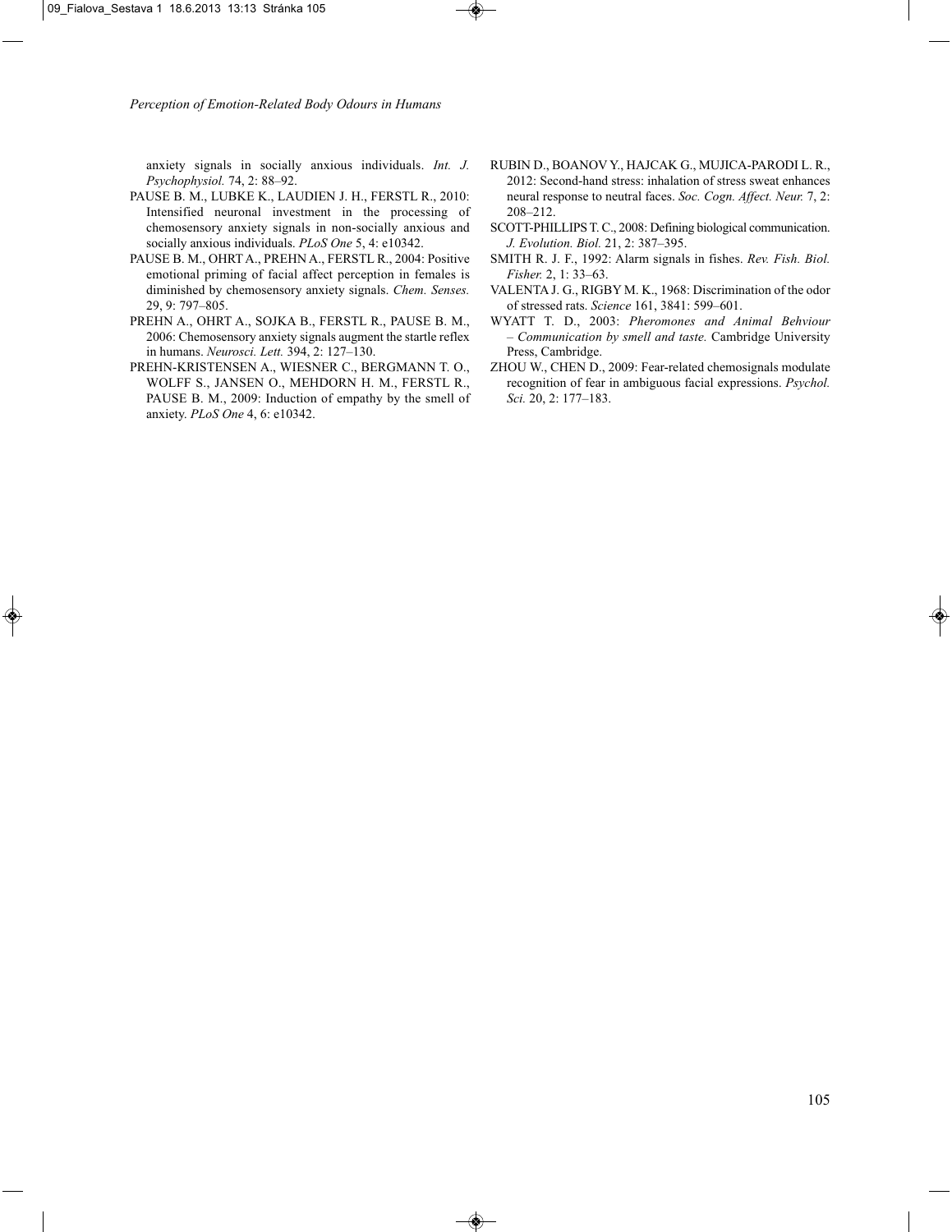anxiety signals in socially anxious individuals. *Int. J. Psychophysiol.* 74, 2: 88–92.

PAUSE B. M., LUBKE K., LAUDIEN J. H., FERSTL R., 2010: Intensified neuronal investment in the processing of chemosensory anxiety signals in non-socially anxious and socially anxious individuals. *PLoS One* 5, 4: e10342.

PAUSE B. M., OHRT A., PREHN A., FERSTL R., 2004: Positive emotional priming of facial affect perception in females is diminished by chemosensory anxiety signals. *Chem. Senses.* 29, 9: 797–805.

PREHN A., OHRT A., SOJKA B., FERSTL R., PAUSE B. M., 2006: Chemosensory anxiety signals augment the startle reflex in humans. *Neurosci. Lett.* 394, 2: 127–130.

PREHN-KRISTENSEN A., WIESNER C., BERGMANN T. O., WOLFF S., JANSEN O., MEHDORN H. M., FERSTL R., PAUSE B. M., 2009: Induction of empathy by the smell of anxiety. *PLoS One* 4, 6: e10342.

RUBIN D., BOANOV Y., HAJCAK G., MUJICA-PARODI L. R., 2012: Second-hand stress: inhalation of stress sweat enhances neural response to neutral faces. *Soc. Cogn. Affect. Neur.* 7, 2: 208–212.

SCOTT-PHILLIPS T. C., 2008: Defining biological communication. *J. Evolution. Biol.* 21, 2: 387–395.

SMITH R. J. F., 1992: Alarm signals in fishes. *Rev. Fish. Biol. Fisher.* 2, 1: 33–63.

VALENTA J. G., RIGBY M. K., 1968: Discrimination of the odor of stressed rats. *Science* 161, 3841: 599–601.

WYATT T. D., 2003: *Pheromones and Animal Behviour – Communication by smell and taste.* Cambridge University Press, Cambridge.

ZHOU W., CHEN D., 2009: Fear-related chemosignals modulate recognition of fear in ambiguous facial expressions. *Psychol. Sci.* 20, 2: 177–183.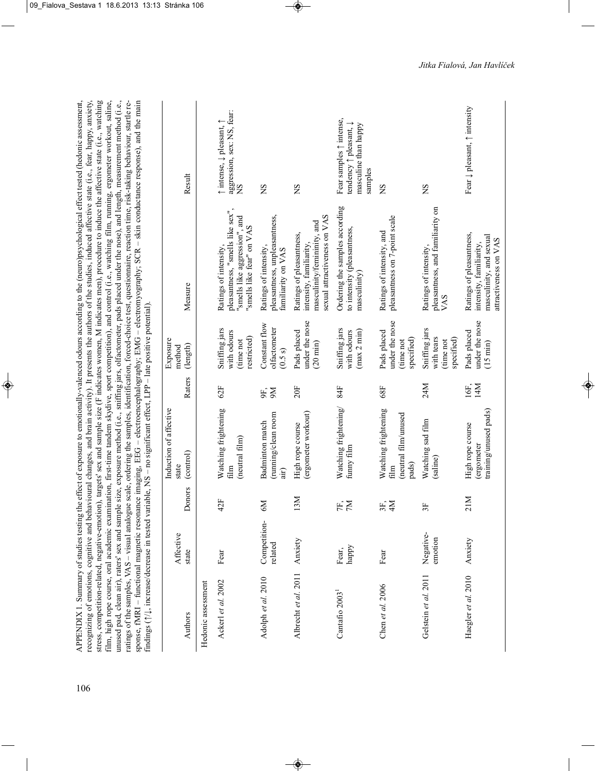APPENDIX 1. Summary of studies testing the effect of exposure to emotionally-valenced odours according to the (neuro)psychological effect tested (hedonic assessment, recognizing of emotions, cognitive and behavioural changes, and brain activity). It presents the authors of the studies, induced affective state (i.e., fear, happy, anxiety, stress, competition-related, negative-emotion), targets' sex and sample size (F indicates women, M indicates men), procedure to induce the affective state (i.e., watching film, high rope course, oral academic examination, first-time tandem skydive, sport competition), and control (i.e., watching film, running, ergometer workout, saline, unused pad, clean air), raters' sex and sample size, exposure method (i.e., sniffing jars, olfactometer, pads placed under the nose), and length, measurement method (i.e., ratings of the samples, VAS – visual analogue scale, ordering the samples, identification, forced-choice test, questionnaire, reaction time, risk-taking behaviour, startle response, fMRI – functional magnetic resonance imaging, EEG – electroencephalography; EMG – electromyography; SCR – skin conductance response), and the main findings (↑/↓, increase/decrease in tested variable, NS – no significant effect, LPP – late positive potential).

| Authors | Affective state | Donors | Induction of affective state (control) | Raters | Exposure method (length) | Measure | Result |
|---|---|---|---|---|---|---|---|
| Hedonic assessment | | | | | | | |
| Ackerl *et al.* 2002 | Fear | 42F | Watching frightening film (neutral film) | 62F | Sniffing jars with odours (time not restricted) | Ratings of intensity, pleasantness, "smells like sex", "smells like aggression", and "smells like fear" on VAS | ↑ intense, ↓ pleasant, ↑ aggression, sex: NS, fear: NS |
| Adolph *et al.* 2010 | Competition-related | 6M | Badminton match (running/clean room air) | 9F, 9M | Constant flow olfactometer (0.5 s) | Ratings of intensity, pleasantness, unpleasantness, familiarity on VAS | NS |
| Albrecht *et al.* 2011 | Anxiety | 13M | High rope course (ergometer workout) | 20F | Pads placed under the nose (20 min) | Ratings of pleasantness, intensity, familiarity, masculinity/femininity, and sexual attractiveness on VAS | NS |
| Cantafio 2003[1] | Fear, happy | 7F, 7M | Watching frightening/ funny film | 84F | Sniffing jars with odours (max 2 min) | Ordering the samples according to intensity (pleasantness, masculinity) | Fear samples ↑ intense, tendency ↑ pleasant, ↓ masculine than happy samples |
| Chen *et al.* 2006 | Fear | 3F, 4M | Watching frightening film (neutral film/unused pads) | 68F | Pads placed under the nose (time not specified) | Ratings of intensity, and pleasantness on 7-point scale | NS |
| Gelstein *et al.* 2011 | Negative-emotion | 3F | Watching sad film (saline) | 24M | Sniffing jars with tears (time not specified) | Ratings of intensity, pleasantness, and familiarity on VAS | NS |
| Haegler *et al.* 2010 | Anxiety | 21M | High rope course (ergometer training/unused pads) | 16F, 14M | Pads placed under the nose (15 min) | Ratings of pleasantness, intensity, familiarity, masculinity, and sexual attractiveness on VAS | Fear ↓ pleasant, ↑ intensity |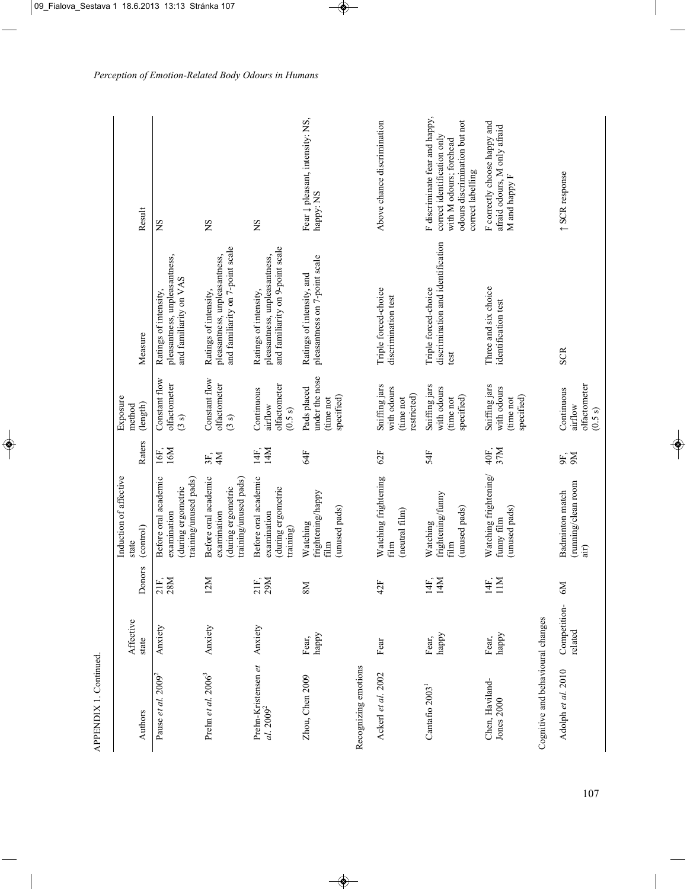APPENDIX 1. Continued.

| Authors | Affective state | Donors | Induction of affective state (control) | Raters | Exposure method (length) | Measure | Result |
|---|---|---|---|---|---|---|---|
| Pause *et al.* 2009[2] | Anxiety | 21F, 28M | Before oral academic examination (during ergometric training/unused pads) | 16F, 16M | Constant flow olfactometer (3 s) | Ratings of intensity, pleasantness, unpleasantness, and familiarity on VAS | NS |
| Prehn *et al.* 2006[3] | Anxiety | 12M | Before oral academic examination (during ergometric training/unused pads) | 3F, 4M | Constant flow olfactometer (3 s) | Ratings of intensity, pleasantness, unpleasantness, and familiarity on 7-point scale | NS |
| Prehn-Kristensen *et al.* 2009[2] | Anxiety | 21F, 29M | Before oral academic examination (during ergometric training) | 14F, 14M | Continuous airflow olfactometer (0.5 s) | Ratings of intensity, pleasantness, unpleasantness, and familiarity on 9-point scale | NS |
| Zhou, Chen 2009 | Fear, happy | 8M | Watching frightening/happy film (unused pads) | 64F | Pads placed under the nose (time not specified) | Ratings of intensity, and pleasantness on 7-point scale | Fear ↓ pleasant, intensity: NS, happy: NS |
| Recognizing emotions | | | | | | | |
| Ackerl *et al.* 2002 | Fear | 42F | Watching frightening film (neutral film) | 62F | Sniffing jars with odours (time not restricted) | Triple forced-choice discrimination test | Above chance discrimination |
| Cantaño 2003[1] | Fear, happy | 14F, 14M | Watching frightening/funny film (unused pads) | 54F | Sniffing jars with odours (time not specified) | Triple forced-choice discrimination and identification test | F discriminate fear and happy, correct identification only with M odours; forehead odours discrimination but not correct labelling |
| Chen, Haviland-Jones 2000 | Fear, happy | 14F, 11M | Watching frightening/funny film (unused pads) | 40F, 37M | Sniffing jars with odours (time not specified) | Three and six choice identification test | F correctly choose happy and afraid odours, M only afraid M and happy F |
| Cognitive and behavioural changes | | | | | | | |
| Adolph *et al.* 2010 | Competition-related | 6M | Badminton match (running/clean room air) | 9F, 9M | Continuous airflow olfactometer (0.5 s) | SCR | ↑ SCR response |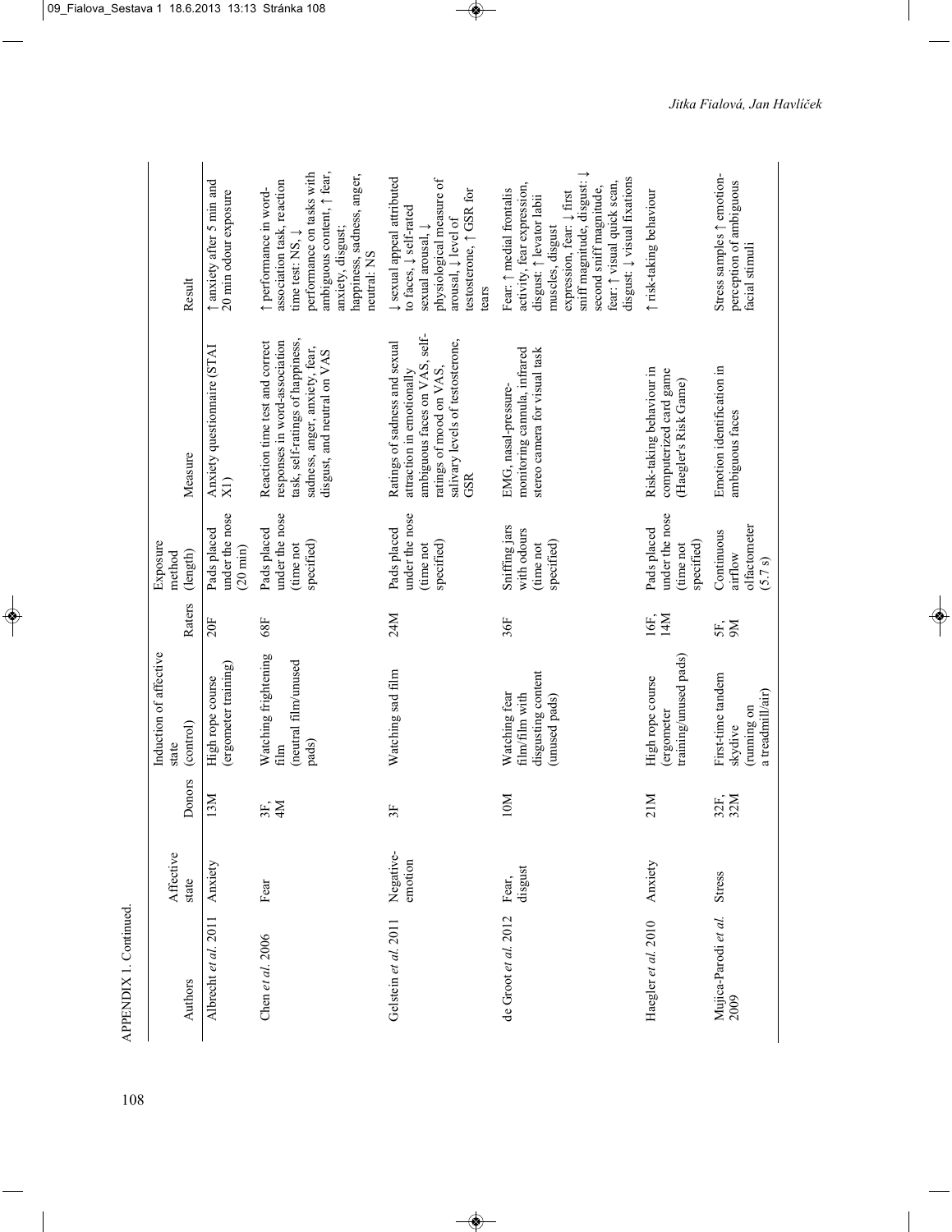APPENDIX 1. Continued.

| Authors | Affective state | Donors | Induction of affective state (control) | Raters | Exposure method (length) | Measure | Result |
|---|---|---|---|---|---|---|---|
| Albrecht *et al.* 2011 | Anxiety | 13M | High rope course (ergometer training) | 20F | Pads placed under the nose (20 min) | Anxiety questionnaire (STAI X1) | ↑ anxiety after 5 min and 20 min odour exposure |
| Chen *et al.* 2006 | Fear | 3F, 4M | Watching frightening film (neutral film/unused pads) | 68F | Pads placed under the nose (time not specified) | Reaction time test and correct responses in word-association task, self-ratings of happiness, sadness, anger, anxiety, fear, disgust, and neutral on VAS | ↑ performance in word-association task, reaction time test: NS, ↓ performance on tasks with ambiguous content, ↑ fear, anxiety, disgust; happiness, sadness, anger, neutral: NS |
| Gelstein *et al.* 2011 | Negative-emotion | 3F | Watching sad film | 24M | Pads placed under the nose (time not specified) | Ratings of sadness and sexual attraction in emotionally ambiguous faces on VAS, self-ratings of mood on VAS, salivary levels of testosterone, GSR | ↓ sexual appeal attributed to faces, ↓ self-rated sexual arousal, ↓ physiological measure of arousal, ↓ level of testosterone, ↑ GSR for tears |
| de Groot *et al.* 2012 | Fear, disgust | 10M | Watching fear film/film with disgusting content (unused pads) | 36F | Sniffing jars with odours (time not specified) | EMG, nasal-pressure-monitoring cannula, infrared stereo camera for visual task | Fear: ↑ medial frontalis activity, fear expression, disgust: ↑ levator labii muscles, disgust expression, fear: ↓ first sniff magnitude, disgust: ↓ second sniff magnitude, fear: ↑ visual quick scan, disgust: ↓ visual fixations |
| Haegler *et al.* 2010 | Anxiety | 21M | High rope course (ergometer training/unused pads) | 16F, 14M | Pads placed under the nose (time not specified) | Risk-taking behaviour in computerized card game (Haegler's Risk Game) | ↑ risk-taking behaviour |
| Mujica-Parodi *et al.* 2009 | Stress | 32F, 32M | First-time tandem skydive (running on a treadmill/air) | 5F, 9M | Continuous airflow olfactometer (5.7 s) | Emotion identification in ambiguous faces | Stress samples ↑ emotion-perception of ambiguous facial stimuli |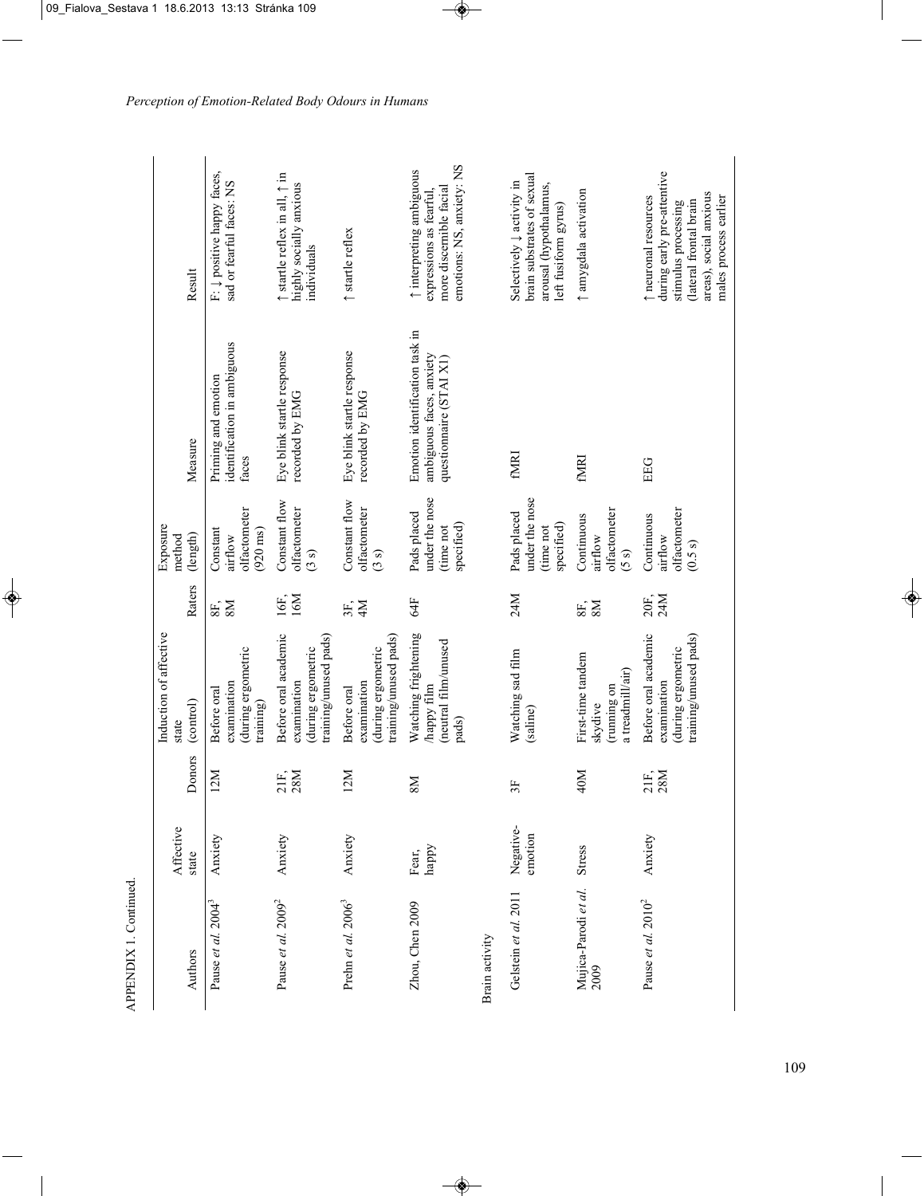APPENDIX 1. Continued.

| Authors | Affective state | Donors | Induction of affective state (control) | Raters | Exposure method (length) | Measure | Result |
|---|---|---|---|---|---|---|---|
| Pause *et al.* 2004[3] | Anxiety | 12M | Before oral examination (during ergometric training) | 8F, 8M | Constant airflow olfactometer (920 ms) | Priming and emotion identification in ambiguous faces | F: ↓ positive happy faces, sad or fearful faces: NS |
| Pause *et al.* 2009[2] | Anxiety | 21F, 28M | Before oral academic examination (during ergometric training/unused pads) | 16F, 16M | Constant flow olfactometer (3 s) | Eye blink startle response recorded by EMG | ↑ startle reflex in all, ↑ in highly socially anxious individuals |
| Prehn *et al.* 2006[3] | Anxiety | 12M | Before oral examination (during ergometric training/unused pads) | 3F, 4M | Constant flow olfactometer (3 s) | Eye blink startle response recorded by EMG | ↑ startle reflex |
| Zhou, Chen 2009 | Fear, happy | 8M | Watching frightening /happy film (neutral film/unused pads) | 64F | Pads placed under the nose (time not specified) | Emotion identification task in ambiguous faces, anxiety questionnaire (STAI X1) | ↑ interpreting ambiguous expressions as fearful, more discernible facial emotions: NS, anxiety: NS |
| Brain activity | | | | | | | |
| Gelstein *et al.* 2011 | Negative-emotion | 3F | Watching sad film (saline) | 24M | Pads placed under the nose (time not specified) | fMRI | Selectively ↓ activity in brain substrates of sexual arousal (hypothalamus, left fusiform gyrus) |
| Mujica-Parodi *et al.* 2009 | Stress | 40M | First-time tandem skydive (running on a treadmill/air) | 8F, 8M | Continuous airflow olfactometer (5 s) | fMRI | ↑ amygdala activation |
| Pause *et al.* 2010[2] | Anxiety | 21F, 28M | Before oral academic examination (during ergometric training/unused pads) | 20F, 24M | Continuous airflow olfactometer (0.5 s) | EEG | ↑ neuronal resources during early pre-attentive stimulus processing (lateral frontal brain areas), social anxious males process earlier |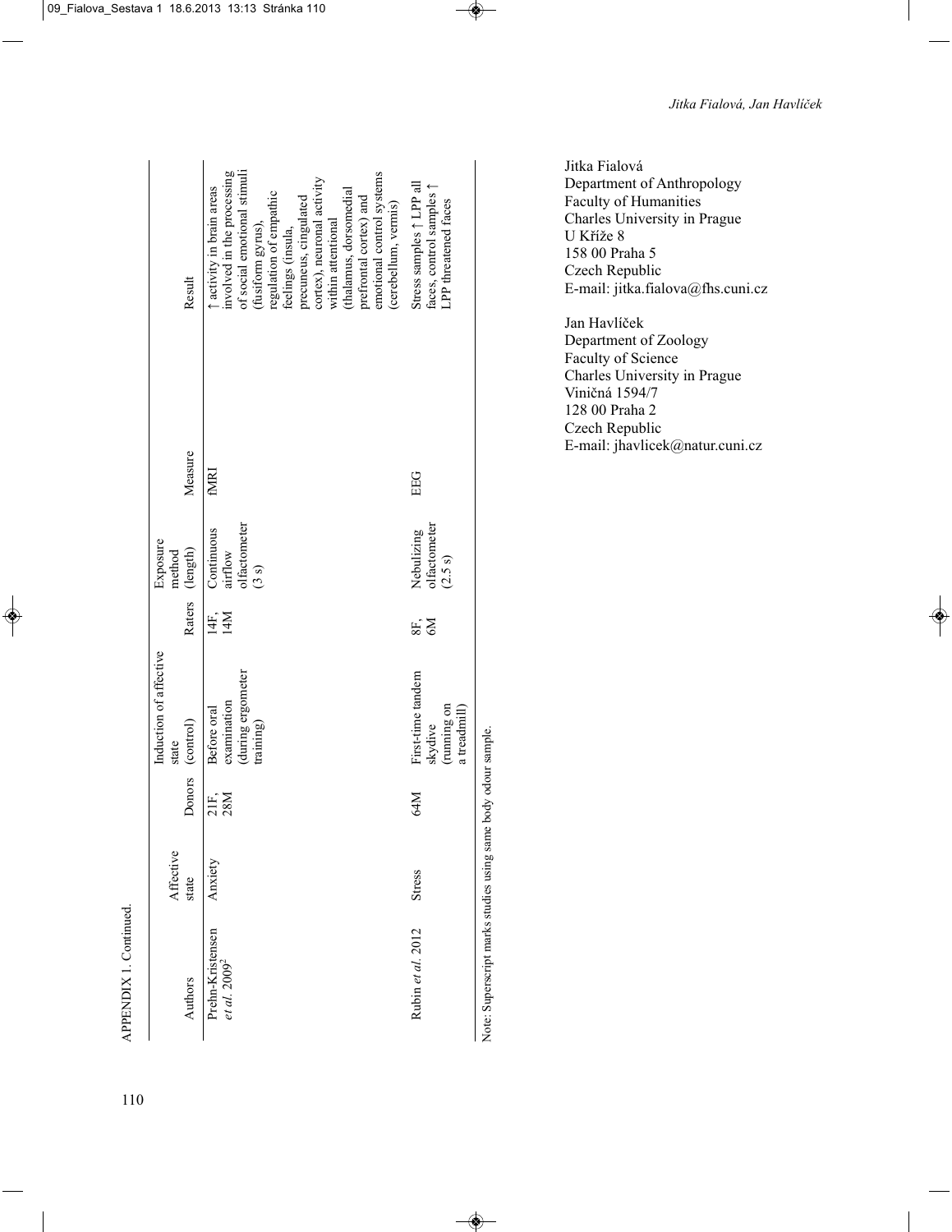APPENDIX 1. Continued.

| Authors | Affective state | Donors | Induction of affective state (control) | Raters | Exposure method (length) | Measure | Result |
|---|---|---|---|---|---|---|---|
| Prehn-Kristensen *et al.* 2009[2] | Anxiety | 21F, 28M | Before oral examination (during ergometer training) | 14F, 14M | Continuous airflow olfactometer (3 s) | fMRI | ↑ activity in brain areas involved in the processing of social emotional stimuli (fusiform gyrus), regulation of empathic feelings (insula, precuneus, cingulated cortex), neuronal activity within attentional (thalamus, dorsomedial prefrontal cortex) and emotional control systems (cerebellum, vermis) |
| Rubin *et al.* 2012 | Stress | 64M | First-time tandem skydive (running on a treadmill) | 8F, 6M | Nebulizing olfactometer (2.5 s) | EEG | Stress samples ↑ LPP all faces, control samples ↑ LPP threatened faces |

Note: Superscript marks studies using same body odour sample.

Jitka Fialová
Department of Anthropology
Faculty of Humanities
Charles University in Prague
U Kříže 8
158 00 Praha 5
Czech Republic
E-mail: jitka.fialova@fhs.cuni.cz

Jan Havlíček
Department of Zoology
Faculty of Science
Charles University in Prague
Viničná 1594/7
128 00 Praha 2
Czech Republic
E-mail: jhavlicek@natur.cuni.cz